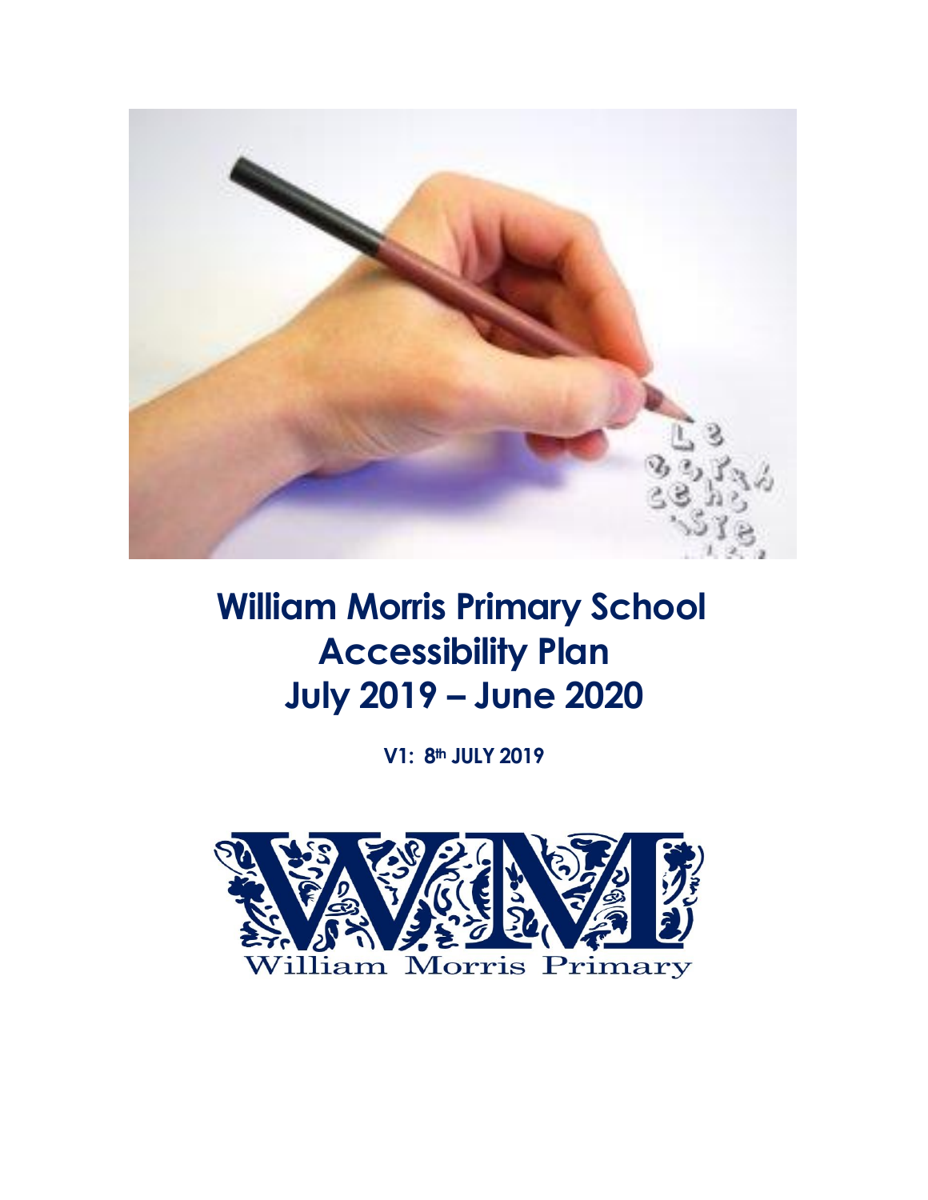# William Morris Primary School Accessibility Plan July 2019 – June 2020

**V1: 8th JULY 2019**

William Morris Primary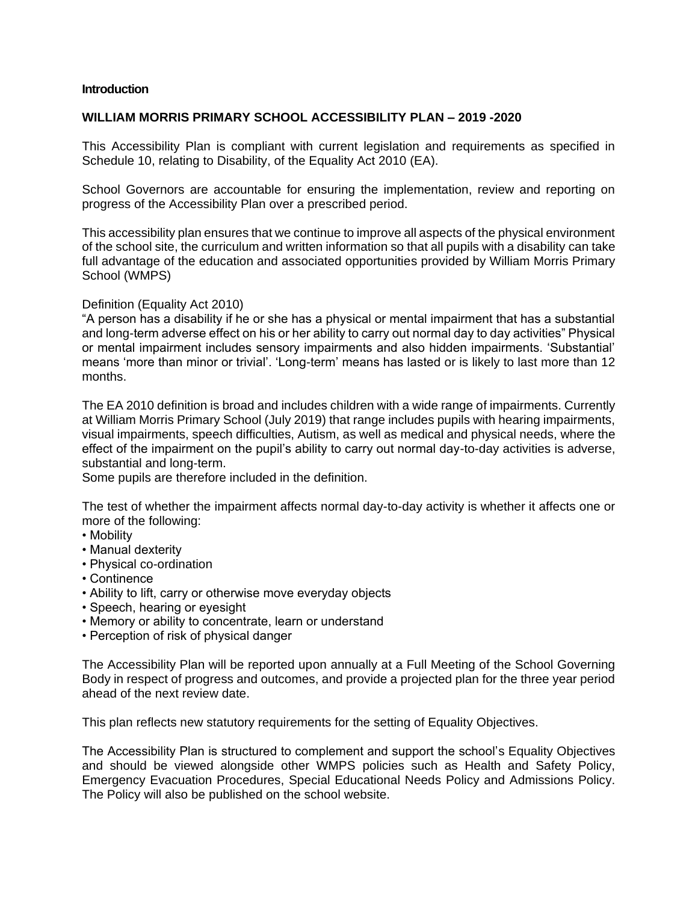**Introduction**

**WILLIAM MORRIS PRIMARY SCHOOL ACCESSIBILITY PLAN – 2019 -2020**

This Accessibility Plan is compliant with current legislation and requirements as specified in Schedule 10, relating to Disability, of the Equality Act 2010 (EA).

School Governors are accountable for ensuring the implementation, review and reporting on progress of the Accessibility Plan over a prescribed period.

This accessibility plan ensures that we continue to improve all aspects of the physical environment of the school site, the curriculum and written information so that all pupils with a disability can take full advantage of the education and associated opportunities provided by William Morris Primary School (WMPS)

Definition (Equality Act 2010)
"A person has a disability if he or she has a physical or mental impairment that has a substantial and long-term adverse effect on his or her ability to carry out normal day to day activities" Physical or mental impairment includes sensory impairments and also hidden impairments. 'Substantial' means 'more than minor or trivial'. 'Long-term' means has lasted or is likely to last more than 12 months.

The EA 2010 definition is broad and includes children with a wide range of impairments. Currently at William Morris Primary School (July 2019) that range includes pupils with hearing impairments, visual impairments, speech difficulties, Autism, as well as medical and physical needs, where the effect of the impairment on the pupil's ability to carry out normal day-to-day activities is adverse, substantial and long-term.
Some pupils are therefore included in the definition.

The test of whether the impairment affects normal day-to-day activity is whether it affects one or more of the following:

- Mobility
- Manual dexterity
- Physical co-ordination
- Continence
- Ability to lift, carry or otherwise move everyday objects
- Speech, hearing or eyesight
- Memory or ability to concentrate, learn or understand
- Perception of risk of physical danger

The Accessibility Plan will be reported upon annually at a Full Meeting of the School Governing Body in respect of progress and outcomes, and provide a projected plan for the three year period ahead of the next review date.

This plan reflects new statutory requirements for the setting of Equality Objectives.

The Accessibility Plan is structured to complement and support the school's Equality Objectives and should be viewed alongside other WMPS policies such as Health and Safety Policy, Emergency Evacuation Procedures, Special Educational Needs Policy and Admissions Policy. The Policy will also be published on the school website.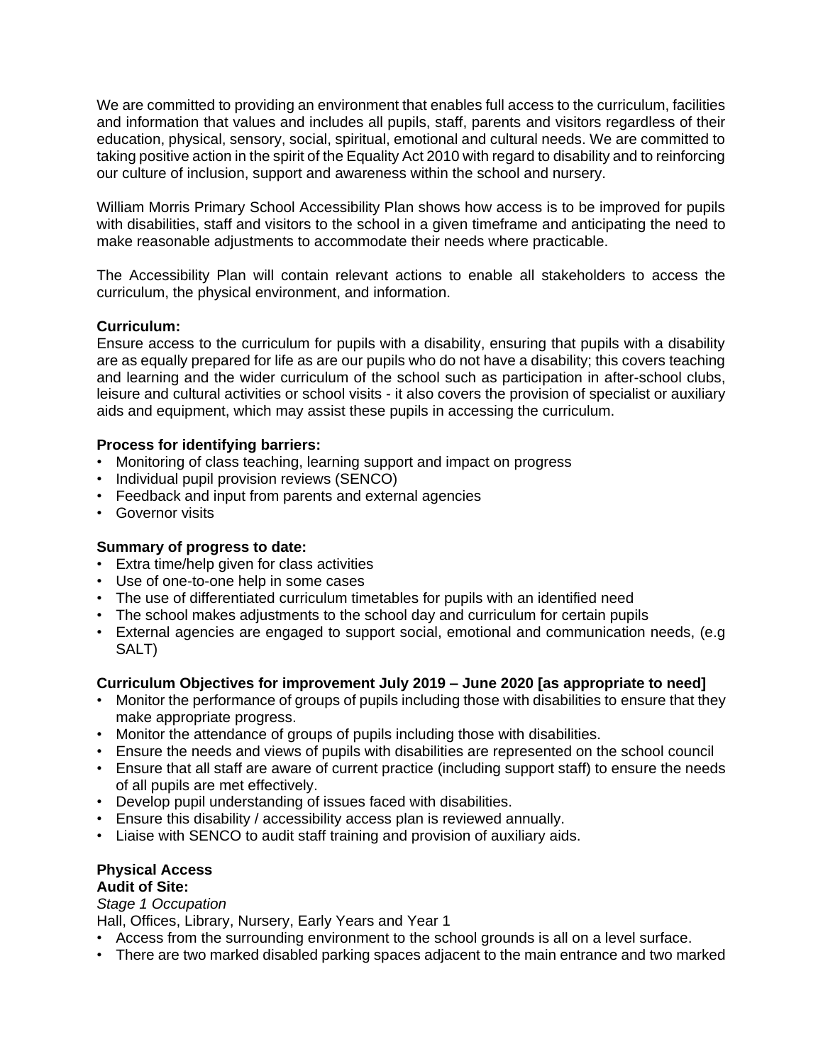We are committed to providing an environment that enables full access to the curriculum, facilities and information that values and includes all pupils, staff, parents and visitors regardless of their education, physical, sensory, social, spiritual, emotional and cultural needs. We are committed to taking positive action in the spirit of the Equality Act 2010 with regard to disability and to reinforcing our culture of inclusion, support and awareness within the school and nursery.

William Morris Primary School Accessibility Plan shows how access is to be improved for pupils with disabilities, staff and visitors to the school in a given timeframe and anticipating the need to make reasonable adjustments to accommodate their needs where practicable.

The Accessibility Plan will contain relevant actions to enable all stakeholders to access the curriculum, the physical environment, and information.

**Curriculum:**
Ensure access to the curriculum for pupils with a disability, ensuring that pupils with a disability are as equally prepared for life as are our pupils who do not have a disability; this covers teaching and learning and the wider curriculum of the school such as participation in after-school clubs, leisure and cultural activities or school visits - it also covers the provision of specialist or auxiliary aids and equipment, which may assist these pupils in accessing the curriculum.

**Process for identifying barriers:**

- Monitoring of class teaching, learning support and impact on progress
- Individual pupil provision reviews (SENCO)
- Feedback and input from parents and external agencies
- Governor visits

**Summary of progress to date:**

- Extra time/help given for class activities
- Use of one-to-one help in some cases
- The use of differentiated curriculum timetables for pupils with an identified need
- The school makes adjustments to the school day and curriculum for certain pupils
- External agencies are engaged to support social, emotional and communication needs, (e.g SALT)

**Curriculum Objectives for improvement July 2019 – June 2020 [as appropriate to need]**

- Monitor the performance of groups of pupils including those with disabilities to ensure that they make appropriate progress.
- Monitor the attendance of groups of pupils including those with disabilities.
- Ensure the needs and views of pupils with disabilities are represented on the school council
- Ensure that all staff are aware of current practice (including support staff) to ensure the needs of all pupils are met effectively.
- Develop pupil understanding of issues faced with disabilities.
- Ensure this disability / accessibility access plan is reviewed annually.
- Liaise with SENCO to audit staff training and provision of auxiliary aids.

**Physical Access**
**Audit of Site:**
*Stage 1 Occupation*
Hall, Offices, Library, Nursery, Early Years and Year 1

- Access from the surrounding environment to the school grounds is all on a level surface.
- There are two marked disabled parking spaces adjacent to the main entrance and two marked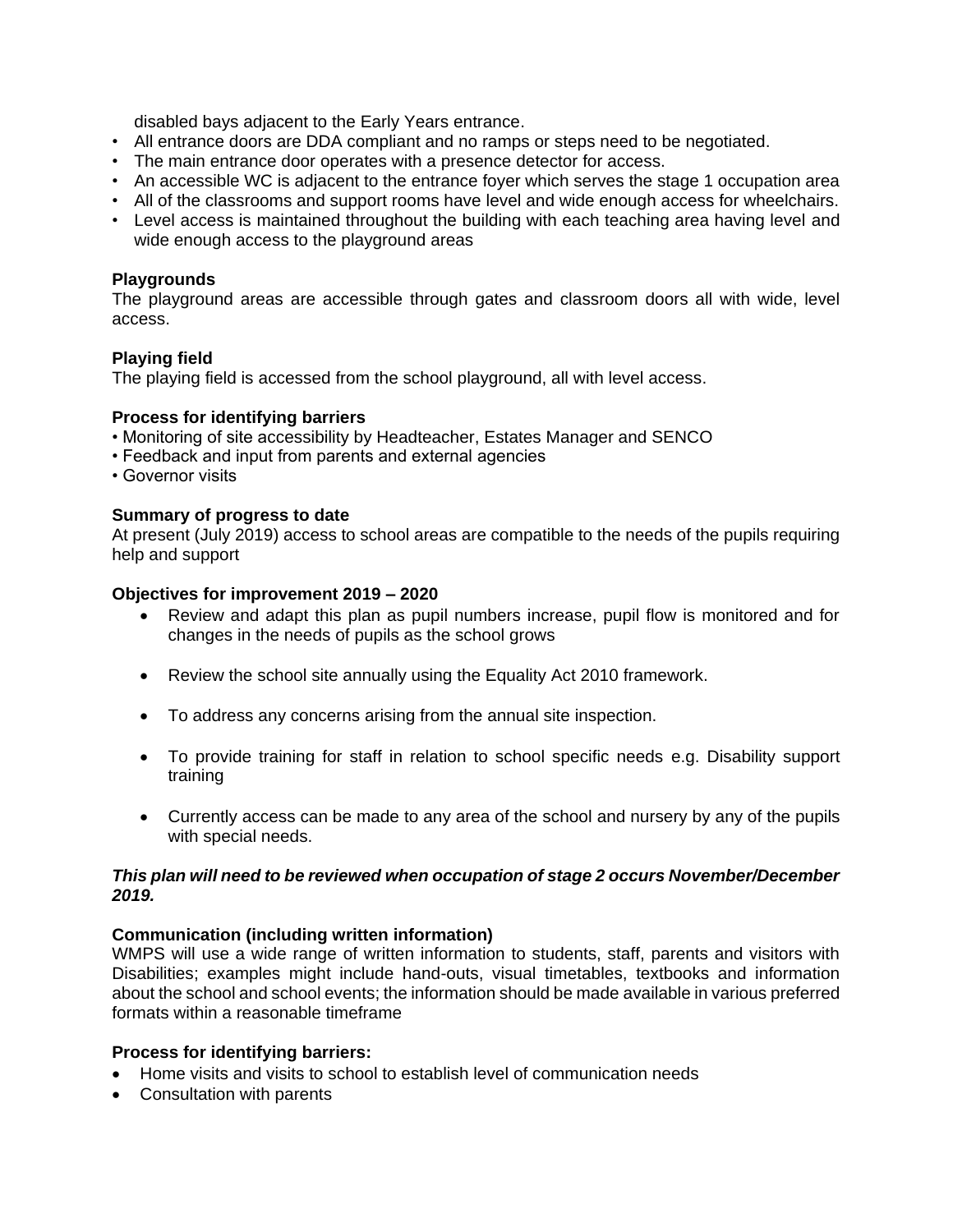disabled bays adjacent to the Early Years entrance.

- All entrance doors are DDA compliant and no ramps or steps need to be negotiated.
- The main entrance door operates with a presence detector for access.
- An accessible WC is adjacent to the entrance foyer which serves the stage 1 occupation area
- All of the classrooms and support rooms have level and wide enough access for wheelchairs.
- Level access is maintained throughout the building with each teaching area having level and wide enough access to the playground areas

**Playgrounds**
The playground areas are accessible through gates and classroom doors all with wide, level access.

**Playing field**
The playing field is accessed from the school playground, all with level access.

**Process for identifying barriers**

- Monitoring of site accessibility by Headteacher, Estates Manager and SENCO
- Feedback and input from parents and external agencies
- Governor visits

**Summary of progress to date**
At present (July 2019) access to school areas are compatible to the needs of the pupils requiring help and support

**Objectives for improvement 2019 – 2020**

- Review and adapt this plan as pupil numbers increase, pupil flow is monitored and for changes in the needs of pupils as the school grows
- Review the school site annually using the Equality Act 2010 framework.
- To address any concerns arising from the annual site inspection.
- To provide training for staff in relation to school specific needs e.g. Disability support training
- Currently access can be made to any area of the school and nursery by any of the pupils with special needs.

***This plan will need to be reviewed when occupation of stage 2 occurs November/December 2019.***

**Communication (including written information)**
WMPS will use a wide range of written information to students, staff, parents and visitors with Disabilities; examples might include hand-outs, visual timetables, textbooks and information about the school and school events; the information should be made available in various preferred formats within a reasonable timeframe

**Process for identifying barriers:**

- Home visits and visits to school to establish level of communication needs
- Consultation with parents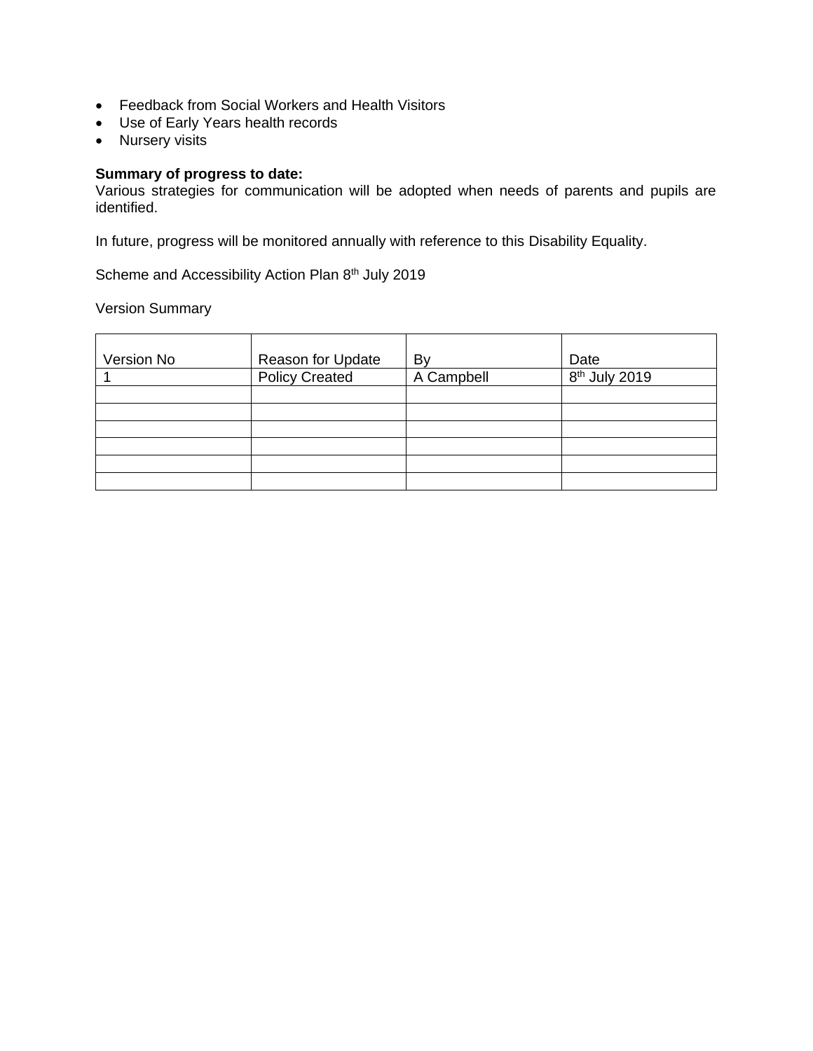- Feedback from Social Workers and Health Visitors
- Use of Early Years health records
- Nursery visits

**Summary of progress to date:**
Various strategies for communication will be adopted when needs of parents and pupils are identified.

In future, progress will be monitored annually with reference to this Disability Equality.

Scheme and Accessibility Action Plan 8th July 2019

Version Summary

| Version No | Reason for Update | By | Date |
|---|---|---|---|
| 1 | Policy Created | A Campbell | 8th July 2019 |
| | | | |
| | | | |
| | | | |
| | | | |
| | | | |
| | | | |